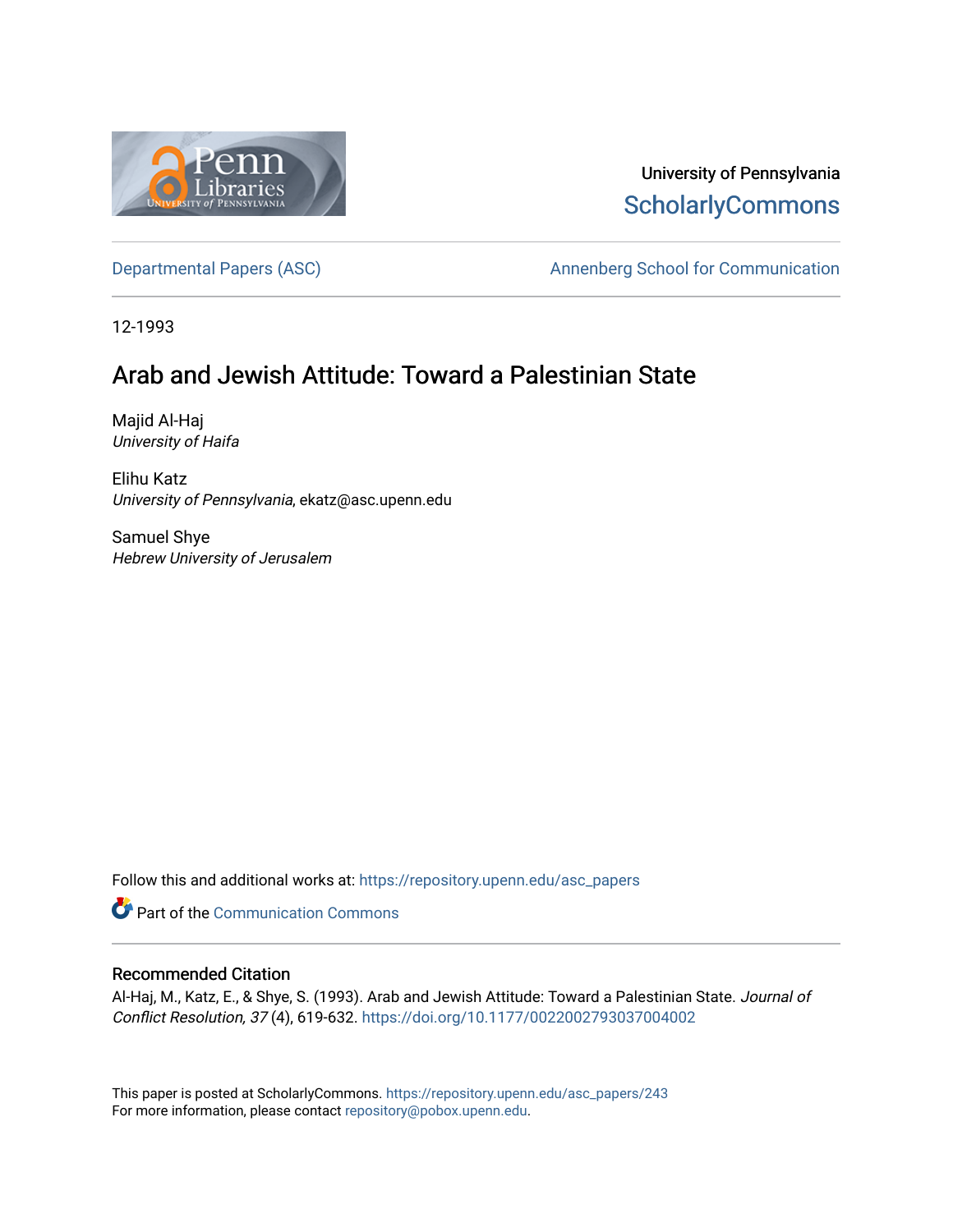University of Pennsylvania
ScholarlyCommons

Departmental Papers (ASC) | Annenberg School for Communication

12-1993

# Arab and Jewish Attitude: Toward a Palestinian State

Majid Al-Haj
*University of Haifa*

Elihu Katz
*University of Pennsylvania*, ekatz@asc.upenn.edu

Samuel Shye
*Hebrew University of Jerusalem*

Follow this and additional works at: https://repository.upenn.edu/asc_papers

Part of the Communication Commons

## Recommended Citation

Al-Haj, M., Katz, E., & Shye, S. (1993). Arab and Jewish Attitude: Toward a Palestinian State. *Journal of Conflict Resolution, 37* (4), 619-632. https://doi.org/10.1177/0022002793037004002

This paper is posted at ScholarlyCommons. https://repository.upenn.edu/asc_papers/243
For more information, please contact repository@pobox.upenn.edu.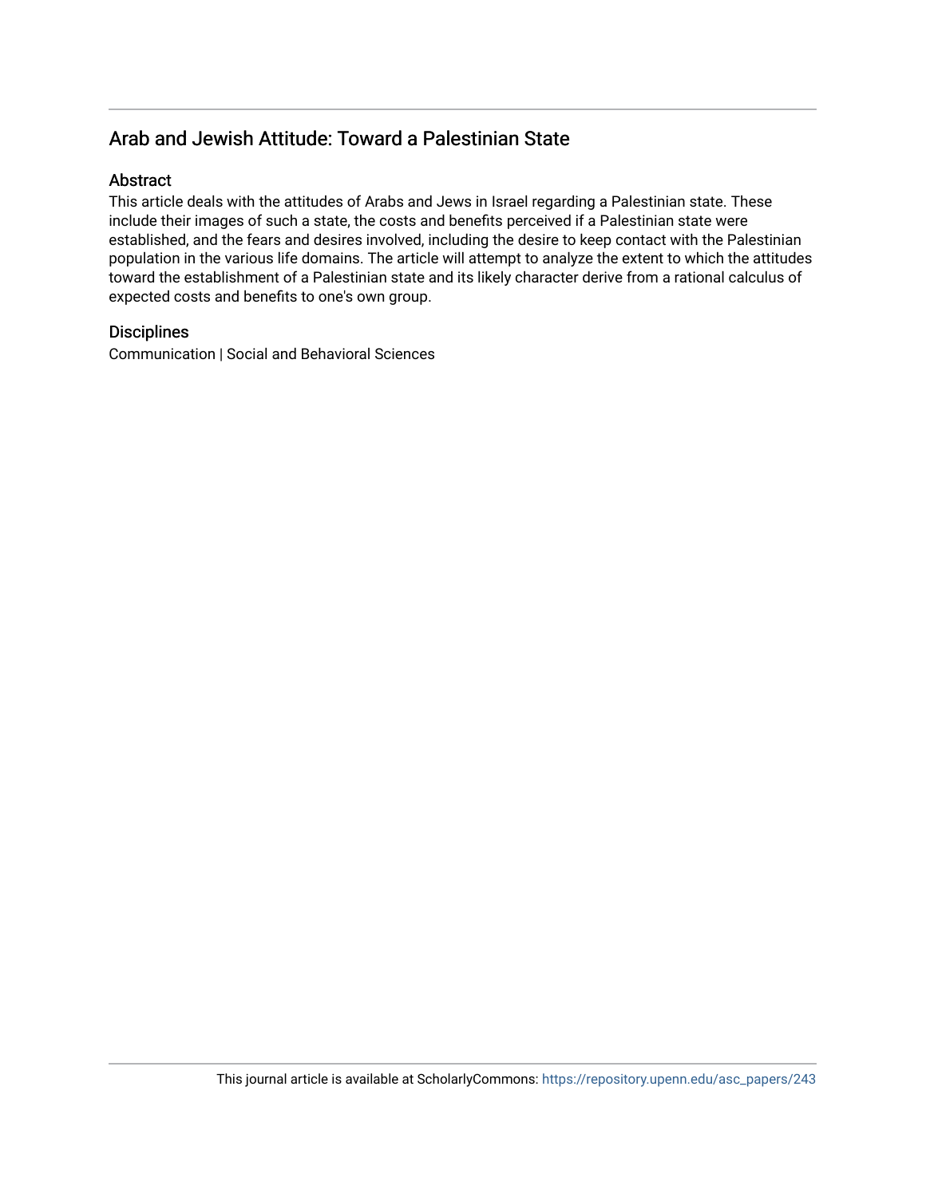## Arab and Jewish Attitude: Toward a Palestinian State

### Abstract

This article deals with the attitudes of Arabs and Jews in Israel regarding a Palestinian state. These include their images of such a state, the costs and benefits perceived if a Palestinian state were established, and the fears and desires involved, including the desire to keep contact with the Palestinian population in the various life domains. The article will attempt to analyze the extent to which the attitudes toward the establishment of a Palestinian state and its likely character derive from a rational calculus of expected costs and benefits to one's own group.

### Disciplines

Communication | Social and Behavioral Sciences

This journal article is available at ScholarlyCommons: https://repository.upenn.edu/asc_papers/243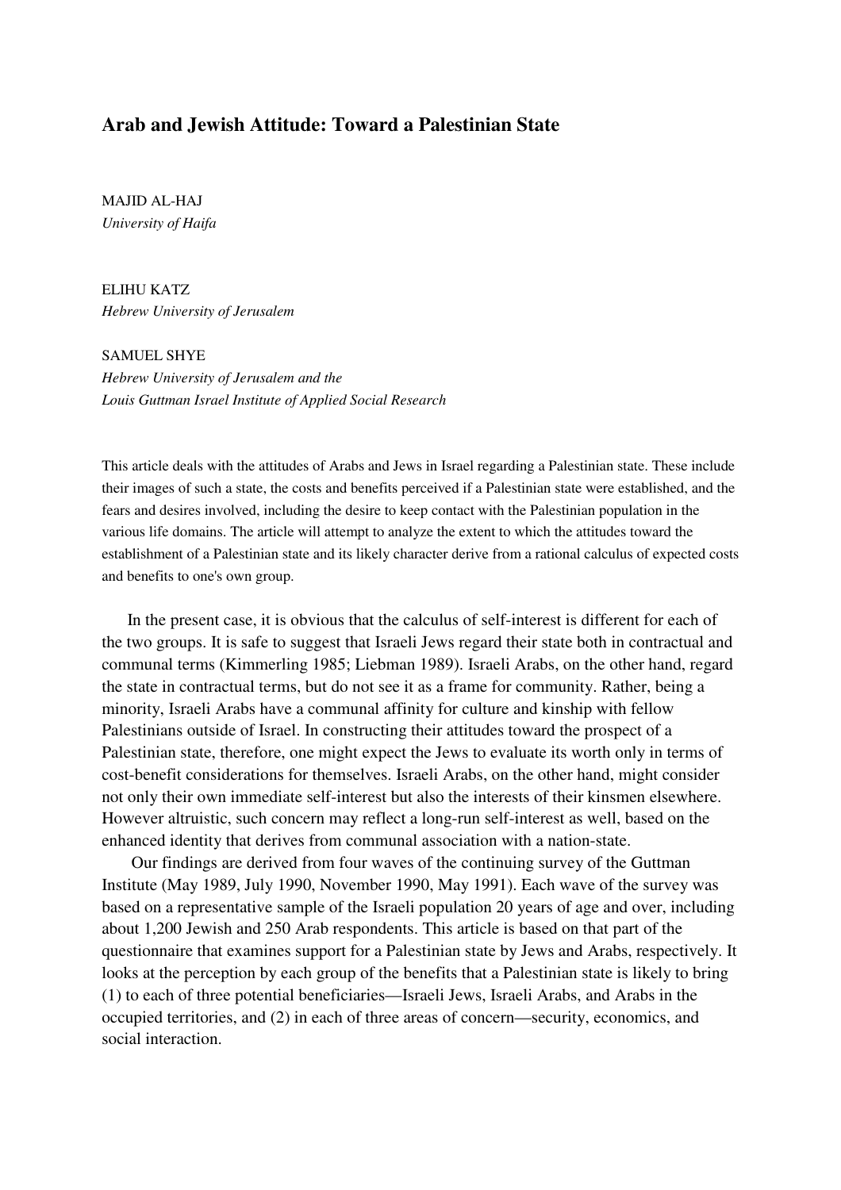# Arab and Jewish Attitude: Toward a Palestinian State

MAJID AL-HAJ  
*University of Haifa*

ELIHU KATZ  
*Hebrew University of Jerusalem*

SAMUEL SHYE  
*Hebrew University of Jerusalem and the*  
*Louis Guttman Israel Institute of Applied Social Research*

This article deals with the attitudes of Arabs and Jews in Israel regarding a Palestinian state. These include their images of such a state, the costs and benefits perceived if a Palestinian state were established, and the fears and desires involved, including the desire to keep contact with the Palestinian population in the various life domains. The article will attempt to analyze the extent to which the attitudes toward the establishment of a Palestinian state and its likely character derive from a rational calculus of expected costs and benefits to one's own group.

In the present case, it is obvious that the calculus of self-interest is different for each of the two groups. It is safe to suggest that Israeli Jews regard their state both in contractual and communal terms (Kimmerling 1985; Liebman 1989). Israeli Arabs, on the other hand, regard the state in contractual terms, but do not see it as a frame for community. Rather, being a minority, Israeli Arabs have a communal affinity for culture and kinship with fellow Palestinians outside of Israel. In constructing their attitudes toward the prospect of a Palestinian state, therefore, one might expect the Jews to evaluate its worth only in terms of cost-benefit considerations for themselves. Israeli Arabs, on the other hand, might consider not only their own immediate self-interest but also the interests of their kinsmen elsewhere. However altruistic, such concern may reflect a long-run self-interest as well, based on the enhanced identity that derives from communal association with a nation-state.

Our findings are derived from four waves of the continuing survey of the Guttman Institute (May 1989, July 1990, November 1990, May 1991). Each wave of the survey was based on a representative sample of the Israeli population 20 years of age and over, including about 1,200 Jewish and 250 Arab respondents. This article is based on that part of the questionnaire that examines support for a Palestinian state by Jews and Arabs, respectively. It looks at the perception by each group of the benefits that a Palestinian state is likely to bring (1) to each of three potential beneficiaries—Israeli Jews, Israeli Arabs, and Arabs in the occupied territories, and (2) in each of three areas of concern—security, economics, and social interaction.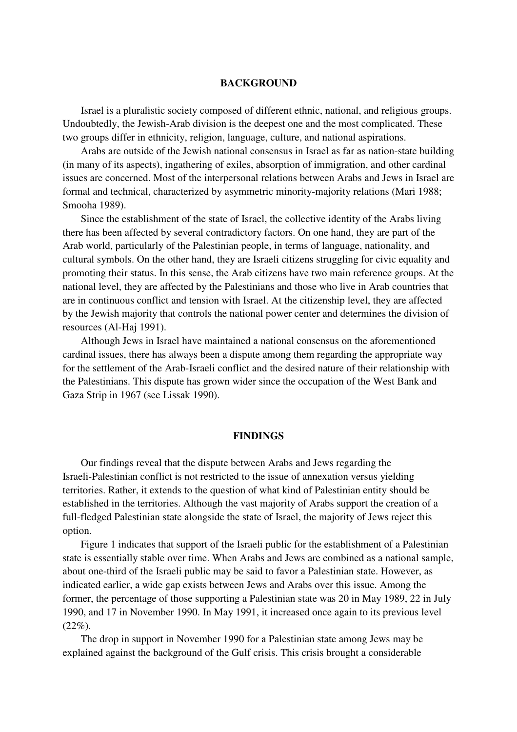## BACKGROUND

Israel is a pluralistic society composed of different ethnic, national, and religious groups. Undoubtedly, the Jewish-Arab division is the deepest one and the most complicated. These two groups differ in ethnicity, religion, language, culture, and national aspirations.

Arabs are outside of the Jewish national consensus in Israel as far as nation-state building (in many of its aspects), ingathering of exiles, absorption of immigration, and other cardinal issues are concerned. Most of the interpersonal relations between Arabs and Jews in Israel are formal and technical, characterized by asymmetric minority-majority relations (Mari 1988; Smooha 1989).

Since the establishment of the state of Israel, the collective identity of the Arabs living there has been affected by several contradictory factors. On one hand, they are part of the Arab world, particularly of the Palestinian people, in terms of language, nationality, and cultural symbols. On the other hand, they are Israeli citizens struggling for civic equality and promoting their status. In this sense, the Arab citizens have two main reference groups. At the national level, they are affected by the Palestinians and those who live in Arab countries that are in continuous conflict and tension with Israel. At the citizenship level, they are affected by the Jewish majority that controls the national power center and determines the division of resources (Al-Haj 1991).

Although Jews in Israel have maintained a national consensus on the aforementioned cardinal issues, there has always been a dispute among them regarding the appropriate way for the settlement of the Arab-Israeli conflict and the desired nature of their relationship with the Palestinians. This dispute has grown wider since the occupation of the West Bank and Gaza Strip in 1967 (see Lissak 1990).

## FINDINGS

Our findings reveal that the dispute between Arabs and Jews regarding the Israeli-Palestinian conflict is not restricted to the issue of annexation versus yielding territories. Rather, it extends to the question of what kind of Palestinian entity should be established in the territories. Although the vast majority of Arabs support the creation of a full-fledged Palestinian state alongside the state of Israel, the majority of Jews reject this option.

Figure 1 indicates that support of the Israeli public for the establishment of a Palestinian state is essentially stable over time. When Arabs and Jews are combined as a national sample, about one-third of the Israeli public may be said to favor a Palestinian state. However, as indicated earlier, a wide gap exists between Jews and Arabs over this issue. Among the former, the percentage of those supporting a Palestinian state was 20 in May 1989, 22 in July 1990, and 17 in November 1990. In May 1991, it increased once again to its previous level (22%).

The drop in support in November 1990 for a Palestinian state among Jews may be explained against the background of the Gulf crisis. This crisis brought a considerable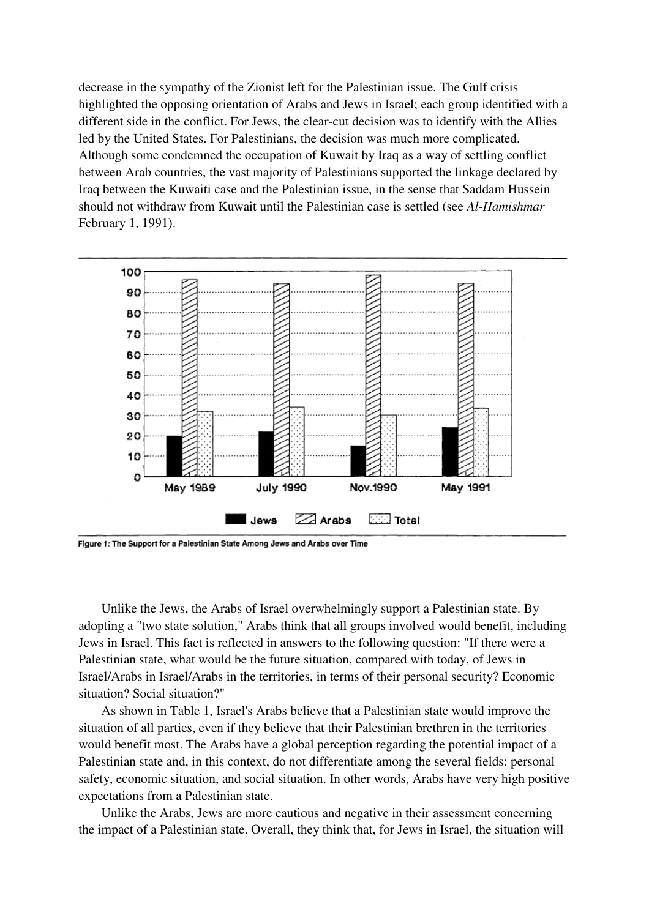decrease in the sympathy of the Zionist left for the Palestinian issue. The Gulf crisis highlighted the opposing orientation of Arabs and Jews in Israel; each group identified with a different side in the conflict. For Jews, the clear-cut decision was to identify with the Allies led by the United States. For Palestinians, the decision was much more complicated. Although some condemned the occupation of Kuwait by Iraq as a way of settling conflict between Arab countries, the vast majority of Palestinians supported the linkage declared by Iraq between the Kuwaiti case and the Palestinian issue, in the sense that Saddam Hussein should not withdraw from Kuwait until the Palestinian case is settled (see *Al-Hamishmar* February 1, 1991).

Figure 1: The Support for a Palestinian State Among Jews and Arabs over Time

Unlike the Jews, the Arabs of Israel overwhelmingly support a Palestinian state. By adopting a "two state solution," Arabs think that all groups involved would benefit, including Jews in Israel. This fact is reflected in answers to the following question: "If there were a Palestinian state, what would be the future situation, compared with today, of Jews in Israel/Arabs in Israel/Arabs in the territories, in terms of their personal security? Economic situation? Social situation?"

As shown in Table 1, Israel's Arabs believe that a Palestinian state would improve the situation of all parties, even if they believe that their Palestinian brethren in the territories would benefit most. The Arabs have a global perception regarding the potential impact of a Palestinian state and, in this context, do not differentiate among the several fields: personal safety, economic situation, and social situation. In other words, Arabs have very high positive expectations from a Palestinian state.

Unlike the Arabs, Jews are more cautious and negative in their assessment concerning the impact of a Palestinian state. Overall, they think that, for Jews in Israel, the situation will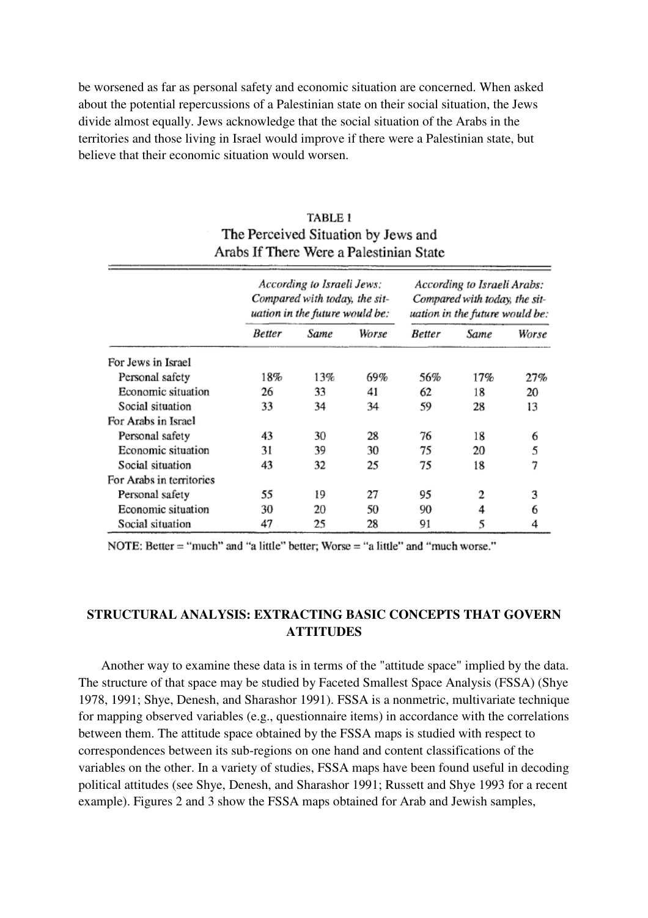be worsened as far as personal safety and economic situation are concerned. When asked about the potential repercussions of a Palestinian state on their social situation, the Jews divide almost equally. Jews acknowledge that the social situation of the Arabs in the territories and those living in Israel would improve if there were a Palestinian state, but believe that their economic situation would worsen.

**TABLE 1**
**The Perceived Situation by Jews and Arabs If There Were a Palestinian State**

| | *According to Israeli Jews: Compared with today, the situation in the future would be:* | | | *According to Israeli Arabs: Compared with today, the situation in the future would be:* | | |
|---|---|---|---|---|---|---|
| | *Better* | *Same* | *Worse* | *Better* | *Same* | *Worse* |
| For Jews in Israel | | | | | | |
| Personal safety | 18% | 13% | 69% | 56% | 17% | 27% |
| Economic situation | 26 | 33 | 41 | 62 | 18 | 20 |
| Social situation | 33 | 34 | 34 | 59 | 28 | 13 |
| For Arabs in Israel | | | | | | |
| Personal safety | 43 | 30 | 28 | 76 | 18 | 6 |
| Economic situation | 31 | 39 | 30 | 75 | 20 | 5 |
| Social situation | 43 | 32 | 25 | 75 | 18 | 7 |
| For Arabs in territories | | | | | | |
| Personal safety | 55 | 19 | 27 | 95 | 2 | 3 |
| Economic situation | 30 | 20 | 50 | 90 | 4 | 6 |
| Social situation | 47 | 25 | 28 | 91 | 5 | 4 |

NOTE: Better = "much" and "a little" better; Worse = "a little" and "much worse."

## STRUCTURAL ANALYSIS: EXTRACTING BASIC CONCEPTS THAT GOVERN ATTITUDES

Another way to examine these data is in terms of the "attitude space" implied by the data. The structure of that space may be studied by Faceted Smallest Space Analysis (FSSA) (Shye 1978, 1991; Shye, Denesh, and Sharashor 1991). FSSA is a nonmetric, multivariate technique for mapping observed variables (e.g., questionnaire items) in accordance with the correlations between them. The attitude space obtained by the FSSA maps is studied with respect to correspondences between its sub-regions on one hand and content classifications of the variables on the other. In a variety of studies, FSSA maps have been found useful in decoding political attitudes (see Shye, Denesh, and Sharashor 1991; Russett and Shye 1993 for a recent example). Figures 2 and 3 show the FSSA maps obtained for Arab and Jewish samples,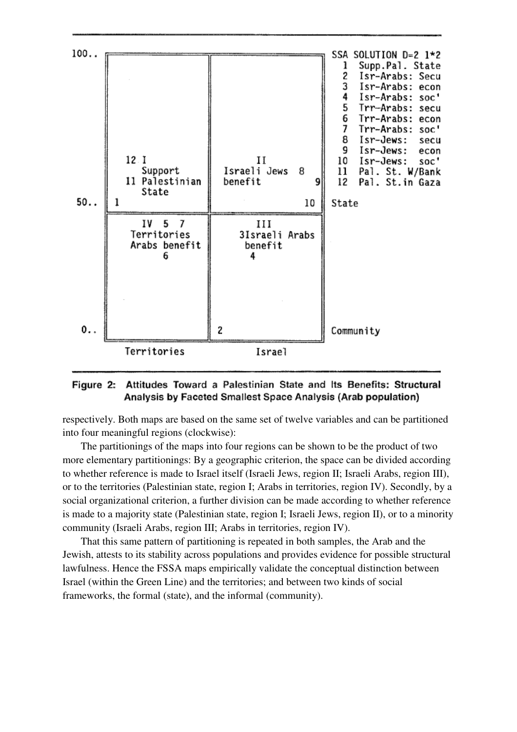```
100..  +------------------------+------------------------+   SSA SOLUTION D=2 1*2
       |                        |                        |    1  Supp.Pal. State
       |                        |                        |    2  Isr-Arabs: Secu
       |                        |                        |    3  Isr-Arabs: econ
       |                        |                        |    4  Isr-Arabs: soc'
       |                        |                        |    5  Trr-Arabs: secu
       |                        |                        |    6  Trr-Arabs: econ
       |                        |                        |    7  Trr-Arabs: soc'
       |                        |                        |    8  Isr-Jews:  secu
       |                        |                        |    9  Isr-Jews:  econ
       |   12 I                 |          II            |   10  Isr-Jews:  soc'
       |      Support           |   Israeli Jews  8      |   11  Pal. St. W/Bank
       |   11 Palestinian       |   benefit            9 |   12  Pal. St.in Gaza
       |      State             |                        |
 50..  | 1                      |                     10 |   State
       +------------------------+------------------------+
       |   IV  5  7             |         III            |
       |   Territories          |    3Israeli Arabs      |
       |   Arabs benefit        |     benefit            |
       |        6               |     4                  |
       |                        |                        |
       |                        |                        |
  0..  |                        | 2                      |   Community
       +------------------------+------------------------+
              Territories                Israel
```

**Figure 2: Attitudes Toward a Palestinian State and Its Benefits: Structural Analysis by Faceted Smallest Space Analysis (Arab population)**

respectively. Both maps are based on the same set of twelve variables and can be partitioned into four meaningful regions (clockwise):

The partitionings of the maps into four regions can be shown to be the product of two more elementary partitionings: By a geographic criterion, the space can be divided according to whether reference is made to Israel itself (Israeli Jews, region II; Israeli Arabs, region III), or to the territories (Palestinian state, region I; Arabs in territories, region IV). Secondly, by a social organizational criterion, a further division can be made according to whether reference is made to a majority state (Palestinian state, region I; Israeli Jews, region II), or to a minority community (Israeli Arabs, region III; Arabs in territories, region IV).

That this same pattern of partitioning is repeated in both samples, the Arab and the Jewish, attests to its stability across populations and provides evidence for possible structural lawfulness. Hence the FSSA maps empirically validate the conceptual distinction between Israel (within the Green Line) and the territories; and between two kinds of social frameworks, the formal (state), and the informal (community).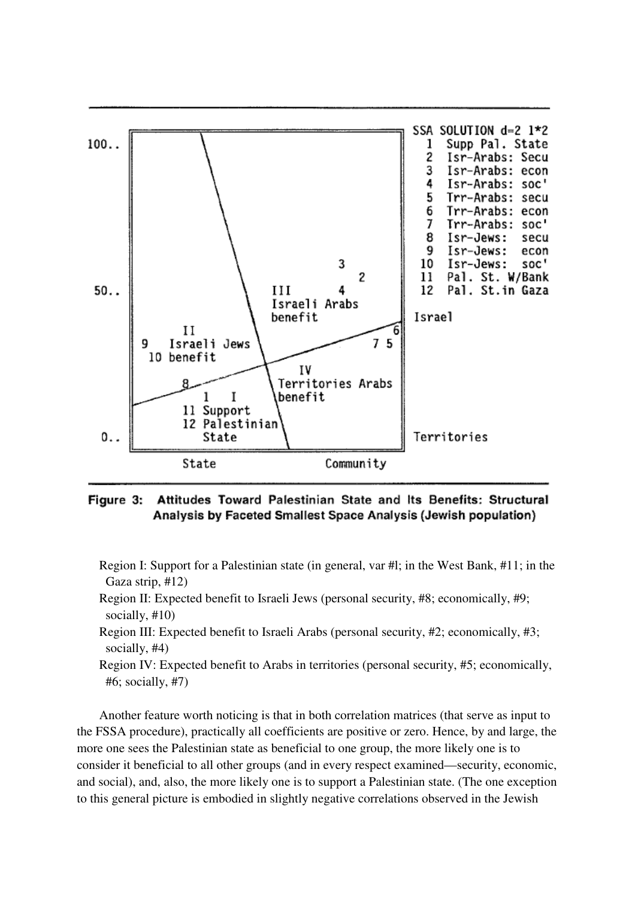SSA SOLUTION d=2 1*2
1 Supp Pal. State
2 Isr-Arabs: Secu
3 Isr-Arabs: econ
4 Isr-Arabs: soc'
5 Trr-Arabs: secu
6 Trr-Arabs: econ
7 Trr-Arabs: soc'
8 Isr-Jews: secu
9 Isr-Jews: econ
10 Isr-Jews: soc'
11 Pal. St. W/Bank
12 Pal. St.in Gaza

**Figure 3: Attitudes Toward Palestinian State and Its Benefits: Structural Analysis by Faceted Smallest Space Analysis (Jewish population)**

- Region I: Support for a Palestinian state (in general, var #l; in the West Bank, #11; in the Gaza strip, #12)
- Region II: Expected benefit to Israeli Jews (personal security, #8; economically, #9; socially, #10)
- Region III: Expected benefit to Israeli Arabs (personal security, #2; economically, #3; socially, #4)
- Region IV: Expected benefit to Arabs in territories (personal security, #5; economically, #6; socially, #7)

Another feature worth noticing is that in both correlation matrices (that serve as input to the FSSA procedure), practically all coefficients are positive or zero. Hence, by and large, the more one sees the Palestinian state as beneficial to one group, the more likely one is to consider it beneficial to all other groups (and in every respect examined—security, economic, and social), and, also, the more likely one is to support a Palestinian state. (The one exception to this general picture is embodied in slightly negative correlations observed in the Jewish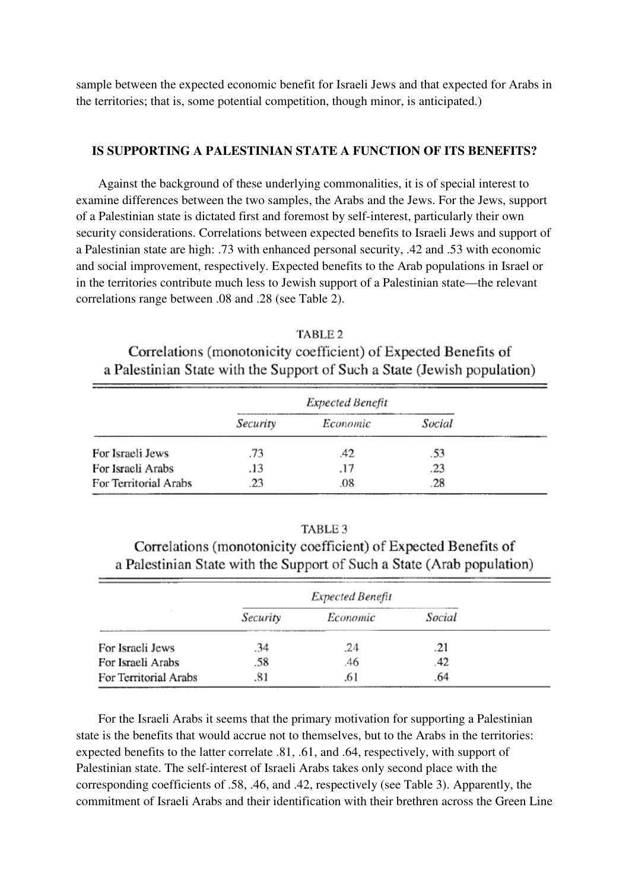sample between the expected economic benefit for Israeli Jews and that expected for Arabs in the territories; that is, some potential competition, though minor, is anticipated.)

### IS SUPPORTING A PALESTINIAN STATE A FUNCTION OF ITS BENEFITS?

Against the background of these underlying commonalities, it is of special interest to examine differences between the two samples, the Arabs and the Jews. For the Jews, support of a Palestinian state is dictated first and foremost by self-interest, particularly their own security considerations. Correlations between expected benefits to Israeli Jews and support of a Palestinian state are high: .73 with enhanced personal security, .42 and .53 with economic and social improvement, respectively. Expected benefits to the Arab populations in Israel or in the territories contribute much less to Jewish support of a Palestinian state—the relevant correlations range between .08 and .28 (see Table 2).

TABLE 2
Correlations (monotonicity coefficient) of Expected Benefits of a Palestinian State with the Support of Such a State (Jewish population)

| | *Expected Benefit* | | |
|---|---|---|---|
| | *Security* | *Economic* | *Social* |
| For Israeli Jews | .73 | .42 | .53 |
| For Israeli Arabs | .13 | .17 | .23 |
| For Territorial Arabs | .23 | .08 | .28 |

TABLE 3
Correlations (monotonicity coefficient) of Expected Benefits of a Palestinian State with the Support of Such a State (Arab population)

| | *Expected Benefit* | | |
|---|---|---|---|
| | *Security* | *Economic* | *Social* |
| For Israeli Jews | .34 | .24 | .21 |
| For Israeli Arabs | .58 | .46 | .42 |
| For Territorial Arabs | .81 | .61 | .64 |

For the Israeli Arabs it seems that the primary motivation for supporting a Palestinian state is the benefits that would accrue not to themselves, but to the Arabs in the territories: expected benefits to the latter correlate .81, .61, and .64, respectively, with support of Palestinian state. The self-interest of Israeli Arabs takes only second place with the corresponding coefficients of .58, .46, and .42, respectively (see Table 3). Apparently, the commitment of Israeli Arabs and their identification with their brethren across the Green Line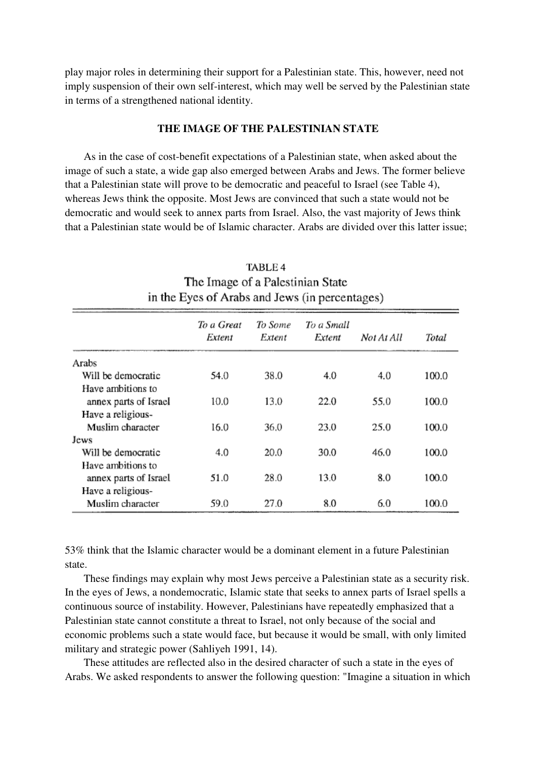play major roles in determining their support for a Palestinian state. This, however, need not imply suspension of their own self-interest, which may well be served by the Palestinian state in terms of a strengthened national identity.

## THE IMAGE OF THE PALESTINIAN STATE

As in the case of cost-benefit expectations of a Palestinian state, when asked about the image of such a state, a wide gap also emerged between Arabs and Jews. The former believe that a Palestinian state will prove to be democratic and peaceful to Israel (see Table 4), whereas Jews think the opposite. Most Jews are convinced that such a state would not be democratic and would seek to annex parts from Israel. Also, the vast majority of Jews think that a Palestinian state would be of Islamic character. Arabs are divided over this latter issue;

TABLE 4
The Image of a Palestinian State in the Eyes of Arabs and Jews (in percentages)

| | *To a Great Extent* | *To Some Extent* | *To a Small Extent* | *Not At All* | *Total* |
|---|---|---|---|---|---|
| Arabs | | | | | |
| Will be democratic | 54.0 | 38.0 | 4.0 | 4.0 | 100.0 |
| Have ambitions to annex parts of Israel | 10.0 | 13.0 | 22.0 | 55.0 | 100.0 |
| Have a religious-Muslim character | 16.0 | 36.0 | 23.0 | 25.0 | 100.0 |
| Jews | | | | | |
| Will be democratic | 4.0 | 20.0 | 30.0 | 46.0 | 100.0 |
| Have ambitions to annex parts of Israel | 51.0 | 28.0 | 13.0 | 8.0 | 100.0 |
| Have a religious-Muslim character | 59.0 | 27.0 | 8.0 | 6.0 | 100.0 |

53% think that the Islamic character would be a dominant element in a future Palestinian state.

These findings may explain why most Jews perceive a Palestinian state as a security risk. In the eyes of Jews, a nondemocratic, Islamic state that seeks to annex parts of Israel spells a continuous source of instability. However, Palestinians have repeatedly emphasized that a Palestinian state cannot constitute a threat to Israel, not only because of the social and economic problems such a state would face, but because it would be small, with only limited military and strategic power (Sahliyeh 1991, 14).

These attitudes are reflected also in the desired character of such a state in the eyes of Arabs. We asked respondents to answer the following question: "Imagine a situation in which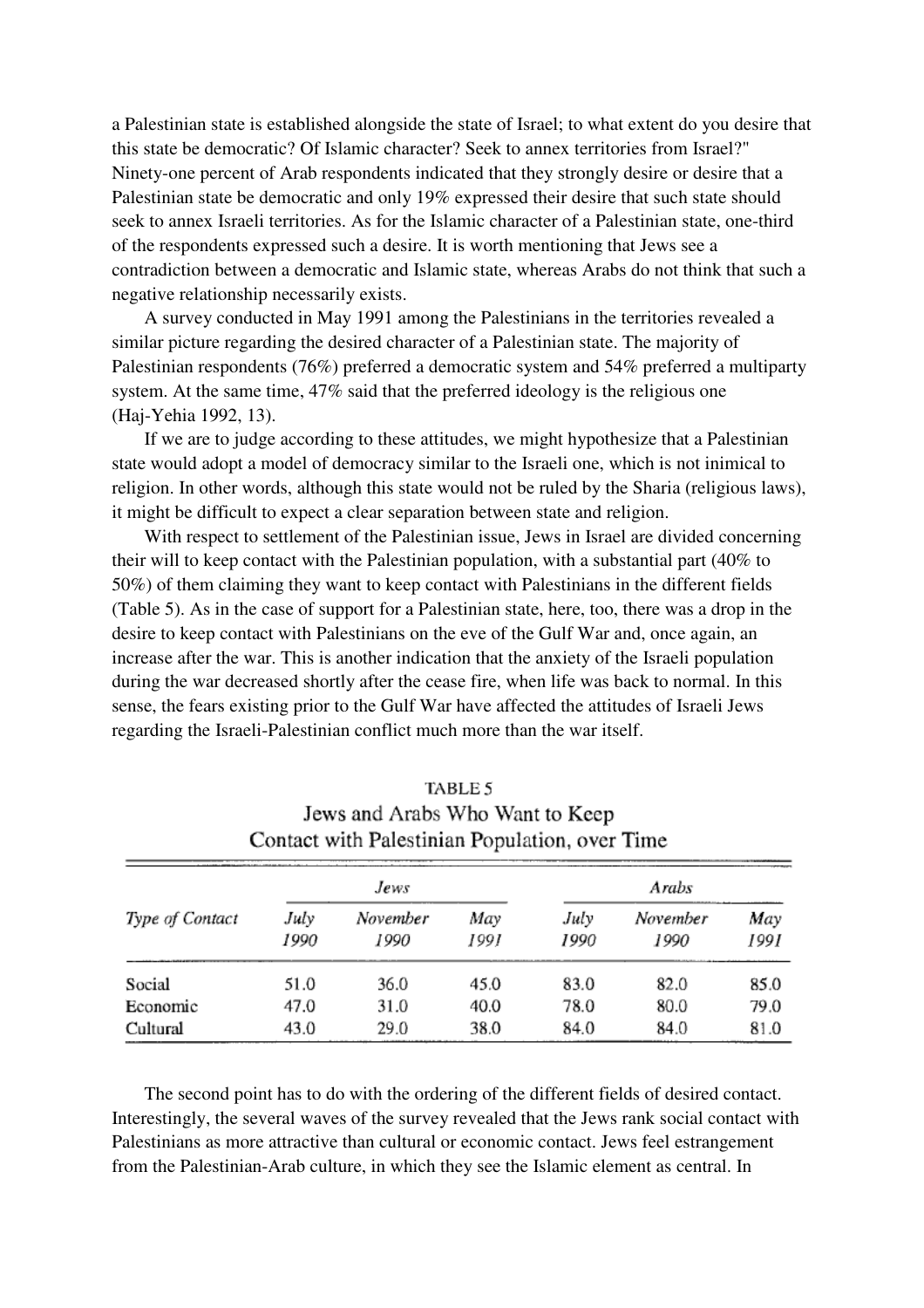a Palestinian state is established alongside the state of Israel; to what extent do you desire that this state be democratic? Of Islamic character? Seek to annex territories from Israel?" Ninety-one percent of Arab respondents indicated that they strongly desire or desire that a Palestinian state be democratic and only 19% expressed their desire that such state should seek to annex Israeli territories. As for the Islamic character of a Palestinian state, one-third of the respondents expressed such a desire. It is worth mentioning that Jews see a contradiction between a democratic and Islamic state, whereas Arabs do not think that such a negative relationship necessarily exists.

A survey conducted in May 1991 among the Palestinians in the territories revealed a similar picture regarding the desired character of a Palestinian state. The majority of Palestinian respondents (76%) preferred a democratic system and 54% preferred a multiparty system. At the same time, 47% said that the preferred ideology is the religious one (Haj-Yehia 1992, 13).

If we are to judge according to these attitudes, we might hypothesize that a Palestinian state would adopt a model of democracy similar to the Israeli one, which is not inimical to religion. In other words, although this state would not be ruled by the Sharia (religious laws), it might be difficult to expect a clear separation between state and religion.

With respect to settlement of the Palestinian issue, Jews in Israel are divided concerning their will to keep contact with the Palestinian population, with a substantial part (40% to 50%) of them claiming they want to keep contact with Palestinians in the different fields (Table 5). As in the case of support for a Palestinian state, here, too, there was a drop in the desire to keep contact with Palestinians on the eve of the Gulf War and, once again, an increase after the war. This is another indication that the anxiety of the Israeli population during the war decreased shortly after the cease fire, when life was back to normal. In this sense, the fears existing prior to the Gulf War have affected the attitudes of Israeli Jews regarding the Israeli-Palestinian conflict much more than the war itself.

TABLE 5
Jews and Arabs Who Want to Keep Contact with Palestinian Population, over Time

| *Type of Contact* | *Jews* | | | *Arabs* | | |
|---|---|---|---|---|---|---|
| | *July 1990* | *November 1990* | *May 1991* | *July 1990* | *November 1990* | *May 1991* |
| Social | 51.0 | 36.0 | 45.0 | 83.0 | 82.0 | 85.0 |
| Economic | 47.0 | 31.0 | 40.0 | 78.0 | 80.0 | 79.0 |
| Cultural | 43.0 | 29.0 | 38.0 | 84.0 | 84.0 | 81.0 |

The second point has to do with the ordering of the different fields of desired contact. Interestingly, the several waves of the survey revealed that the Jews rank social contact with Palestinians as more attractive than cultural or economic contact. Jews feel estrangement from the Palestinian-Arab culture, in which they see the Islamic element as central. In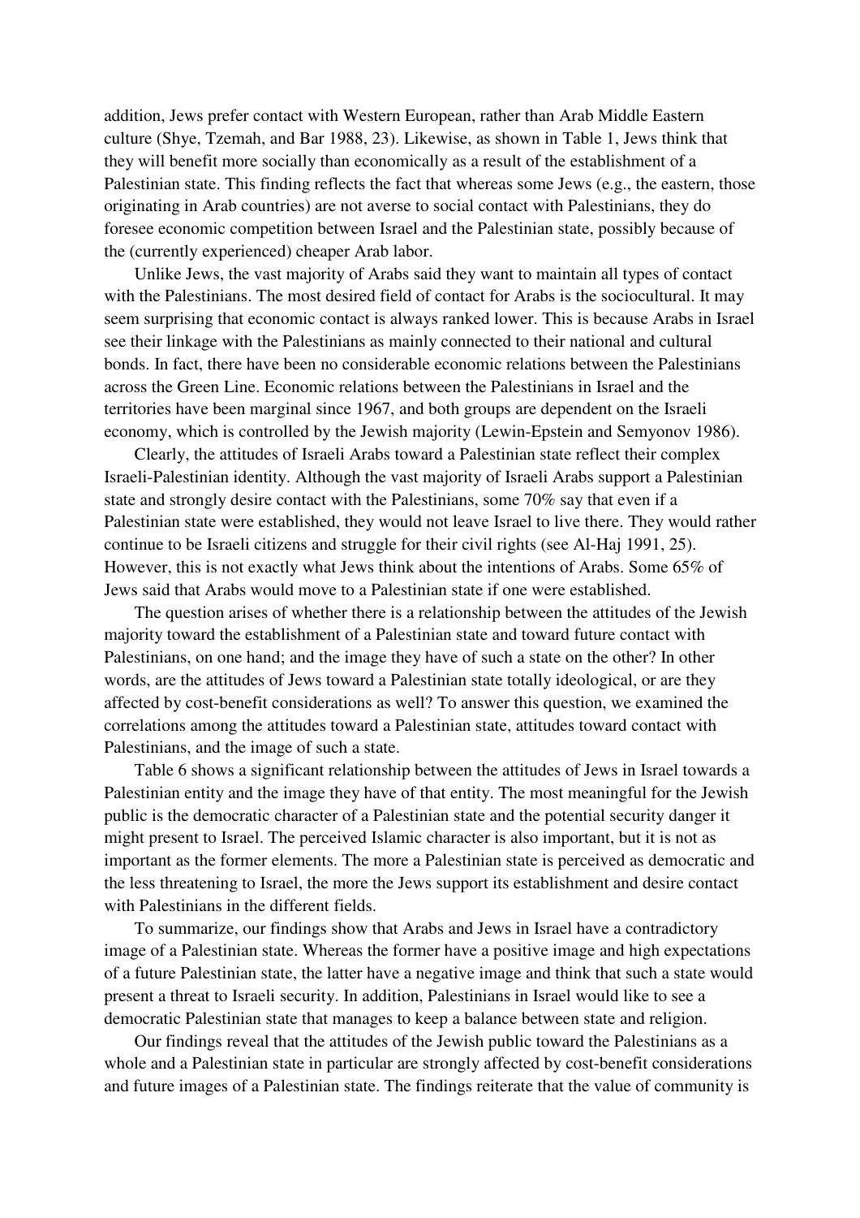addition, Jews prefer contact with Western European, rather than Arab Middle Eastern culture (Shye, Tzemah, and Bar 1988, 23). Likewise, as shown in Table 1, Jews think that they will benefit more socially than economically as a result of the establishment of a Palestinian state. This finding reflects the fact that whereas some Jews (e.g., the eastern, those originating in Arab countries) are not averse to social contact with Palestinians, they do foresee economic competition between Israel and the Palestinian state, possibly because of the (currently experienced) cheaper Arab labor.

Unlike Jews, the vast majority of Arabs said they want to maintain all types of contact with the Palestinians. The most desired field of contact for Arabs is the sociocultural. It may seem surprising that economic contact is always ranked lower. This is because Arabs in Israel see their linkage with the Palestinians as mainly connected to their national and cultural bonds. In fact, there have been no considerable economic relations between the Palestinians across the Green Line. Economic relations between the Palestinians in Israel and the territories have been marginal since 1967, and both groups are dependent on the Israeli economy, which is controlled by the Jewish majority (Lewin-Epstein and Semyonov 1986).

Clearly, the attitudes of Israeli Arabs toward a Palestinian state reflect their complex Israeli-Palestinian identity. Although the vast majority of Israeli Arabs support a Palestinian state and strongly desire contact with the Palestinians, some 70% say that even if a Palestinian state were established, they would not leave Israel to live there. They would rather continue to be Israeli citizens and struggle for their civil rights (see Al-Haj 1991, 25). However, this is not exactly what Jews think about the intentions of Arabs. Some 65% of Jews said that Arabs would move to a Palestinian state if one were established.

The question arises of whether there is a relationship between the attitudes of the Jewish majority toward the establishment of a Palestinian state and toward future contact with Palestinians, on one hand; and the image they have of such a state on the other? In other words, are the attitudes of Jews toward a Palestinian state totally ideological, or are they affected by cost-benefit considerations as well? To answer this question, we examined the correlations among the attitudes toward a Palestinian state, attitudes toward contact with Palestinians, and the image of such a state.

Table 6 shows a significant relationship between the attitudes of Jews in Israel towards a Palestinian entity and the image they have of that entity. The most meaningful for the Jewish public is the democratic character of a Palestinian state and the potential security danger it might present to Israel. The perceived Islamic character is also important, but it is not as important as the former elements. The more a Palestinian state is perceived as democratic and the less threatening to Israel, the more the Jews support its establishment and desire contact with Palestinians in the different fields.

To summarize, our findings show that Arabs and Jews in Israel have a contradictory image of a Palestinian state. Whereas the former have a positive image and high expectations of a future Palestinian state, the latter have a negative image and think that such a state would present a threat to Israeli security. In addition, Palestinians in Israel would like to see a democratic Palestinian state that manages to keep a balance between state and religion.

Our findings reveal that the attitudes of the Jewish public toward the Palestinians as a whole and a Palestinian state in particular are strongly affected by cost-benefit considerations and future images of a Palestinian state. The findings reiterate that the value of community is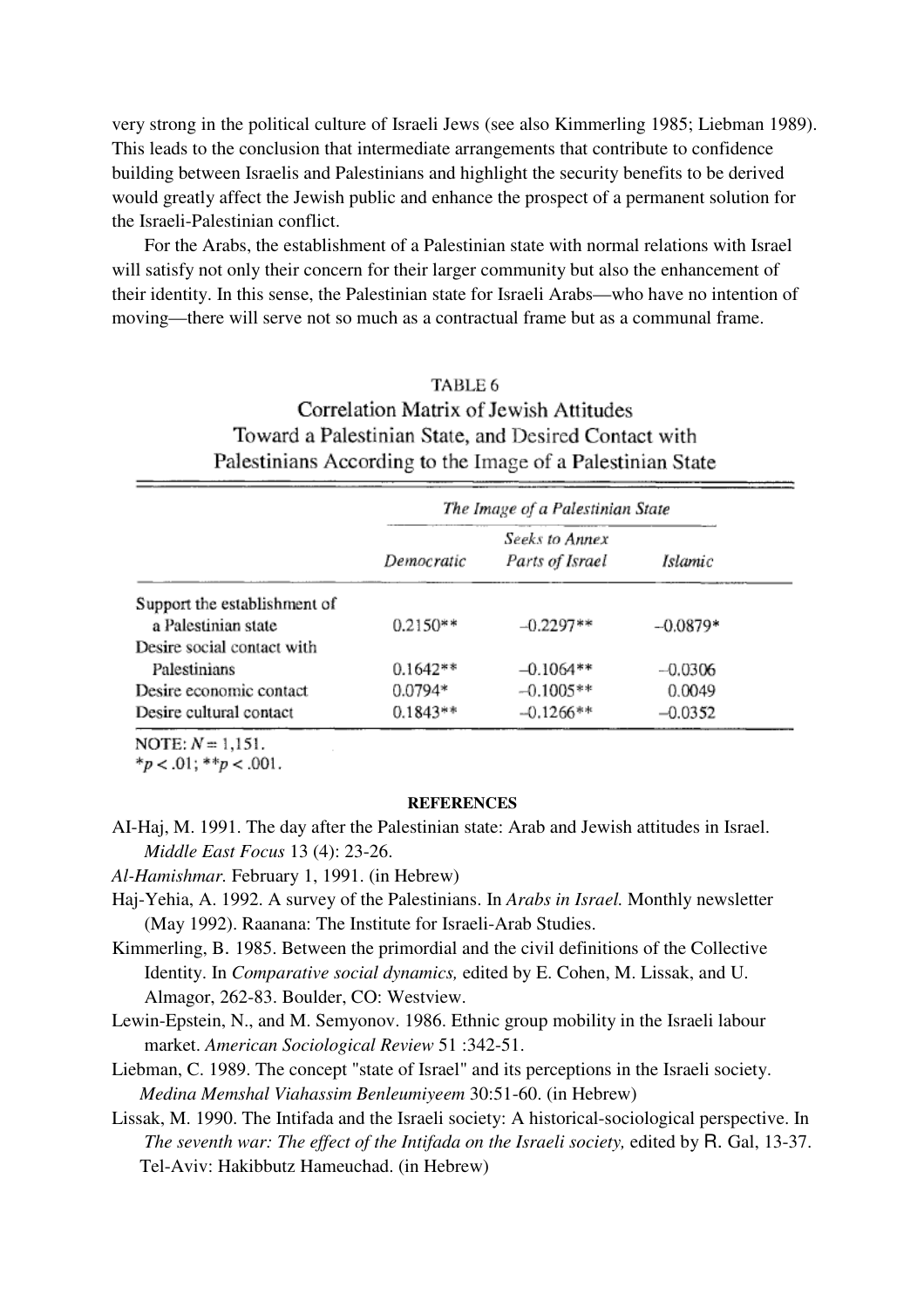very strong in the political culture of Israeli Jews (see also Kimmerling 1985; Liebman 1989). This leads to the conclusion that intermediate arrangements that contribute to confidence building between Israelis and Palestinians and highlight the security benefits to be derived would greatly affect the Jewish public and enhance the prospect of a permanent solution for the Israeli-Palestinian conflict.

For the Arabs, the establishment of a Palestinian state with normal relations with Israel will satisfy not only their concern for their larger community but also the enhancement of their identity. In this sense, the Palestinian state for Israeli Arabs—who have no intention of moving—there will serve not so much as a contractual frame but as a communal frame.

TABLE 6
Correlation Matrix of Jewish Attitudes Toward a Palestinian State, and Desired Contact with Palestinians According to the Image of a Palestinian State

| | *The Image of a Palestinian State* | | |
|---|---|---|---|
| | *Democratic* | *Seeks to Annex Parts of Israel* | *Islamic* |
| Support the establishment of a Palestinian state | 0.2150** | –0.2297** | –0.0879* |
| Desire social contact with Palestinians | 0.1642** | –0.1064** | –0.0306 |
| Desire economic contact | 0.0794* | –0.1005** | 0.0049 |
| Desire cultural contact | 0.1843** | –0.1266** | –0.0352 |

NOTE: $N = 1{,}151$.
*$p < .01$; **$p < .001$.

**REFERENCES**

AI-Haj, M. 1991. The day after the Palestinian state: Arab and Jewish attitudes in Israel. *Middle East Focus* 13 (4): 23-26.

*Al-Hamishmar.* February 1, 1991. (in Hebrew)

Haj-Yehia, A. 1992. A survey of the Palestinians. In *Arabs in Israel.* Monthly newsletter (May 1992). Raanana: The Institute for Israeli-Arab Studies.

Kimmerling, B. 1985. Between the primordial and the civil definitions of the Collective Identity. In *Comparative social dynamics,* edited by E. Cohen, M. Lissak, and U. Almagor, 262-83. Boulder, CO: Westview.

Lewin-Epstein, N., and M. Semyonov. 1986. Ethnic group mobility in the Israeli labour market. *American Sociological Review* 51 :342-51.

Liebman, C. 1989. The concept "state of Israel" and its perceptions in the Israeli society. *Medina Memshal Viahassim Benleumiyeem* 30:51-60. (in Hebrew)

Lissak, M. 1990. The Intifada and the Israeli society: A historical-sociological perspective. In *The seventh war: The effect of the Intifada on the Israeli society,* edited by R. Gal, 13-37. Tel-Aviv: Hakibbutz Hameuchad. (in Hebrew)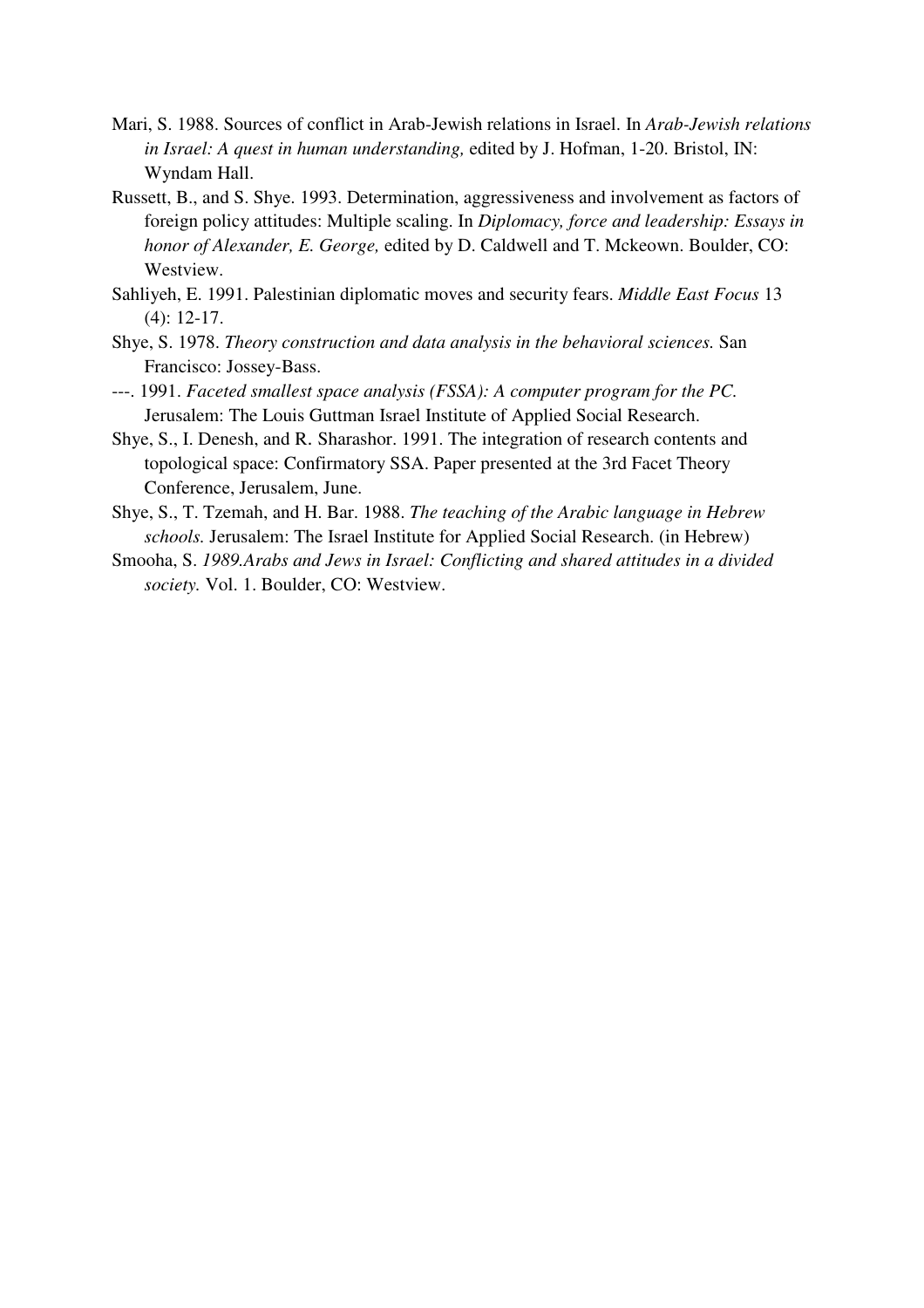Mari, S. 1988. Sources of conflict in Arab-Jewish relations in Israel. In *Arab-Jewish relations in Israel: A quest in human understanding,* edited by J. Hofman, 1-20. Bristol, IN: Wyndam Hall.

Russett, B., and S. Shye. 1993. Determination, aggressiveness and involvement as factors of foreign policy attitudes: Multiple scaling. In *Diplomacy, force and leadership: Essays in honor of Alexander, E. George,* edited by D. Caldwell and T. Mckeown. Boulder, CO: Westview.

Sahliyeh, E. 1991. Palestinian diplomatic moves and security fears. *Middle East Focus* 13 (4): 12-17.

Shye, S. 1978. *Theory construction and data analysis in the behavioral sciences.* San Francisco: Jossey-Bass.

---. 1991. *Faceted smallest space analysis (FSSA): A computer program for the PC.* Jerusalem: The Louis Guttman Israel Institute of Applied Social Research.

Shye, S., I. Denesh, and R. Sharashor. 1991. The integration of research contents and topological space: Confirmatory SSA. Paper presented at the 3rd Facet Theory Conference, Jerusalem, June.

Shye, S., T. Tzemah, and H. Bar. 1988. *The teaching of the Arabic language in Hebrew schools.* Jerusalem: The Israel Institute for Applied Social Research. (in Hebrew)

Smooha, S. *1989.Arabs and Jews in Israel: Conflicting and shared attitudes in a divided society.* Vol. 1. Boulder, CO: Westview.